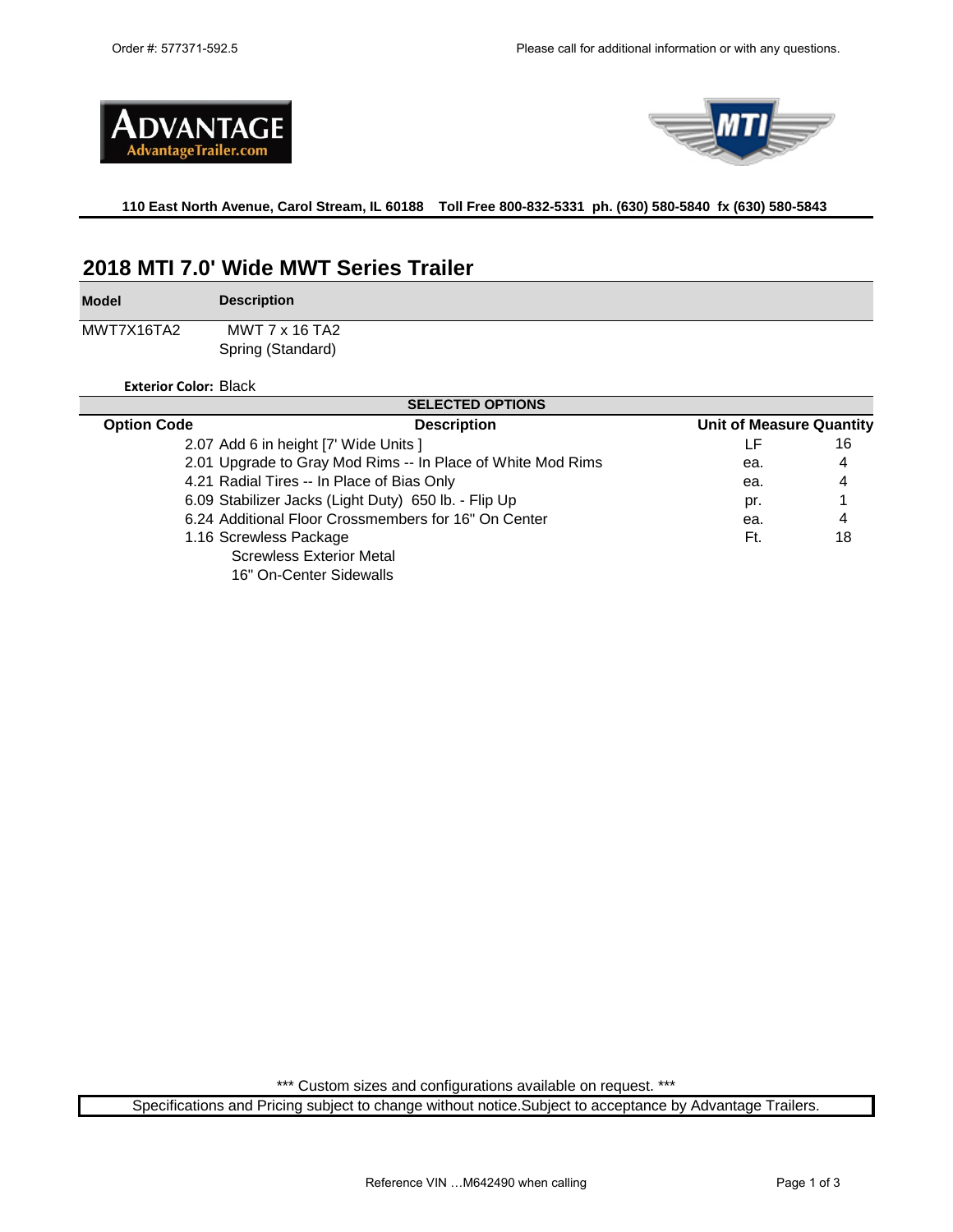Order #: 577371-592.5

Please call for additional information or with any questions.

ADVANTAGE
AdvantageTrailer.com

**110 East North Avenue, Carol Stream, IL 60188 Toll Free 800-832-5331 ph. (630) 580-5840 fx (630) 580-5843**

# 2018 MTI 7.0' Wide MWT Series Trailer

| Model | Description |
|---|---|
| MWT7X16TA2 | MWT 7 x 16 TA2<br>Spring (Standard) |

**Exterior Color:** Black

**SELECTED OPTIONS**

| Option Code | Description | Unit of Measure | Quantity |
|---|---|---|---|
| 2.07 | Add 6 in height [7' Wide Units ] | LF | 16 |
| 2.01 | Upgrade to Gray Mod Rims -- In Place of White Mod Rims | ea. | 4 |
| 4.21 | Radial Tires -- In Place of Bias Only | ea. | 4 |
| 6.09 | Stabilizer Jacks (Light Duty) 650 lb. - Flip Up | pr. | 1 |
| 6.24 | Additional Floor Crossmembers for 16" On Center | ea. | 4 |
| 1.16 | Screwless Package<br>Screwless Exterior Metal<br>16" On-Center Sidewalls | Ft. | 18 |

*** Custom sizes and configurations available on request. ***

Specifications and Pricing subject to change without notice.Subject to acceptance by Advantage Trailers.

Reference VIN …M642490 when calling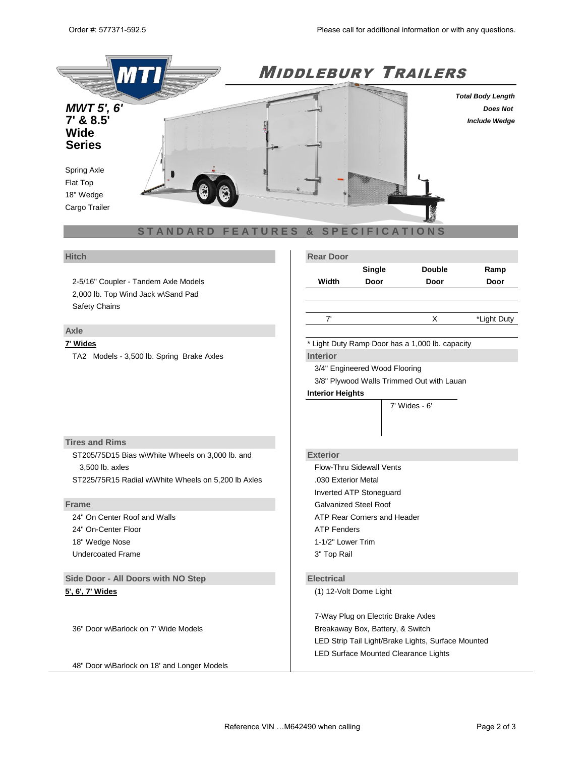Order #: 577371-592.5

Please call for additional information or with any questions.

# MIDDLEBURY TRAILERS

***MWT 5', 6'***
**7' & 8.5'**
**Wide**
**Series**

Spring Axle
Flat Top
18" Wedge
Cargo Trailer

***Total Body Length Does Not Include Wedge***

## STANDARD FEATURES & SPECIFICATIONS

### Hitch

2-5/16" Coupler - Tandem Axle Models
2,000 lb. Top Wind Jack w\Sand Pad
Safety Chains

### Axle

**7' Wides**

TA2 Models - 3,500 lb. Spring Brake Axles

### Tires and Rims

ST205/75D15 Bias w\White Wheels on 3,000 lb. and 3,500 lb. axles
ST225/75R15 Radial w\White Wheels on 5,200 lb Axles

### Frame

24" On Center Roof and Walls
24" On-Center Floor
18" Wedge Nose
Undercoated Frame

### Side Door - All Doors with NO Step

**5', 6', 7' Wides**

36" Door w\Barlock on 7' Wide Models

48" Door w\Barlock on 18' and Longer Models

### Rear Door

| Width | Single Door | Double Door | Ramp Door |
|---|---|---|---|
| 7' | | X | *Light Duty |

* Light Duty Ramp Door has a 1,000 lb. capacity

### Interior

3/4" Engineered Wood Flooring
3/8" Plywood Walls Trimmed Out with Lauan

**Interior Heights**

7' Wides - 6'

### Exterior

Flow-Thru Sidewall Vents
.030 Exterior Metal
Inverted ATP Stoneguard
Galvanized Steel Roof
ATP Rear Corners and Header
ATP Fenders
1-1/2" Lower Trim
3" Top Rail

### Electrical

(1) 12-Volt Dome Light

7-Way Plug on Electric Brake Axles
Breakaway Box, Battery, & Switch
LED Strip Tail Light/Brake Lights, Surface Mounted
LED Surface Mounted Clearance Lights

Reference VIN …M642490 when calling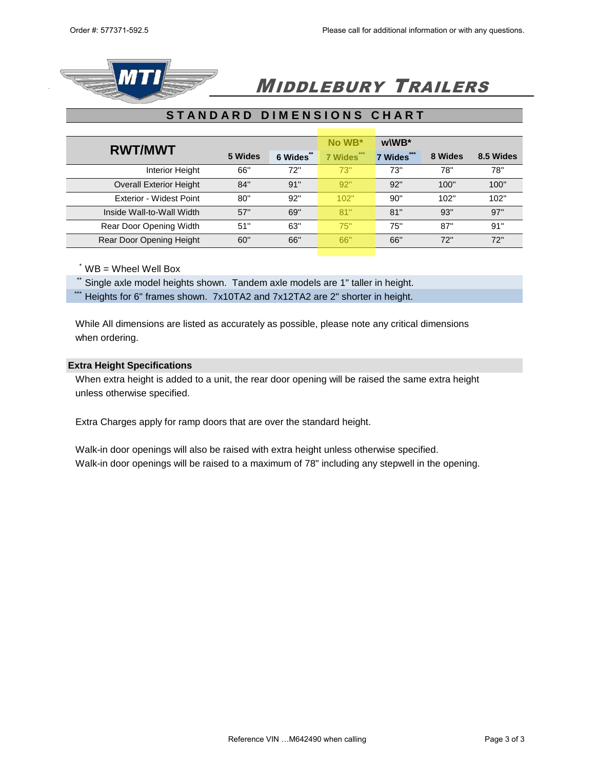Order #: 577371-592.5

Please call for additional information or with any questions.

# MIDDLEBURY TRAILERS

## STANDARD DIMENSIONS CHART

| RWT/MWT | | | No WB* | w\WB* | | |
|---|---|---|---|---|---|---|
| | 5 Wides | 6 Wides** | 7 Wides*** | 7 Wides*** | 8 Wides | 8.5 Wides |
| Interior Height | 66" | 72" | 73" | 73" | 78" | 78" |
| Overall Exterior Height | 84" | 91" | 92" | 92" | 100" | 100" |
| Exterior - Widest Point | 80" | 92" | 102" | 90" | 102" | 102" |
| Inside Wall-to-Wall Width | 57" | 69" | 81" | 81" | 93" | 97" |
| Rear Door Opening Width | 51" | 63" | 75" | 75" | 87" | 91" |
| Rear Door Opening Height | 60" | 66" | 66" | 66" | 72" | 72" |

* WB = Wheel Well Box

** Single axle model heights shown. Tandem axle models are 1" taller in height.

*** Heights for 6" frames shown. 7x10TA2 and 7x12TA2 are 2" shorter in height.

While All dimensions are listed as accurately as possible, please note any critical dimensions when ordering.

**Extra Height Specifications**

When extra height is added to a unit, the rear door opening will be raised the same extra height unless otherwise specified.

Extra Charges apply for ramp doors that are over the standard height.

Walk-in door openings will also be raised with extra height unless otherwise specified.
Walk-in door openings will be raised to a maximum of 78" including any stepwell in the opening.

Reference VIN …M642490 when calling